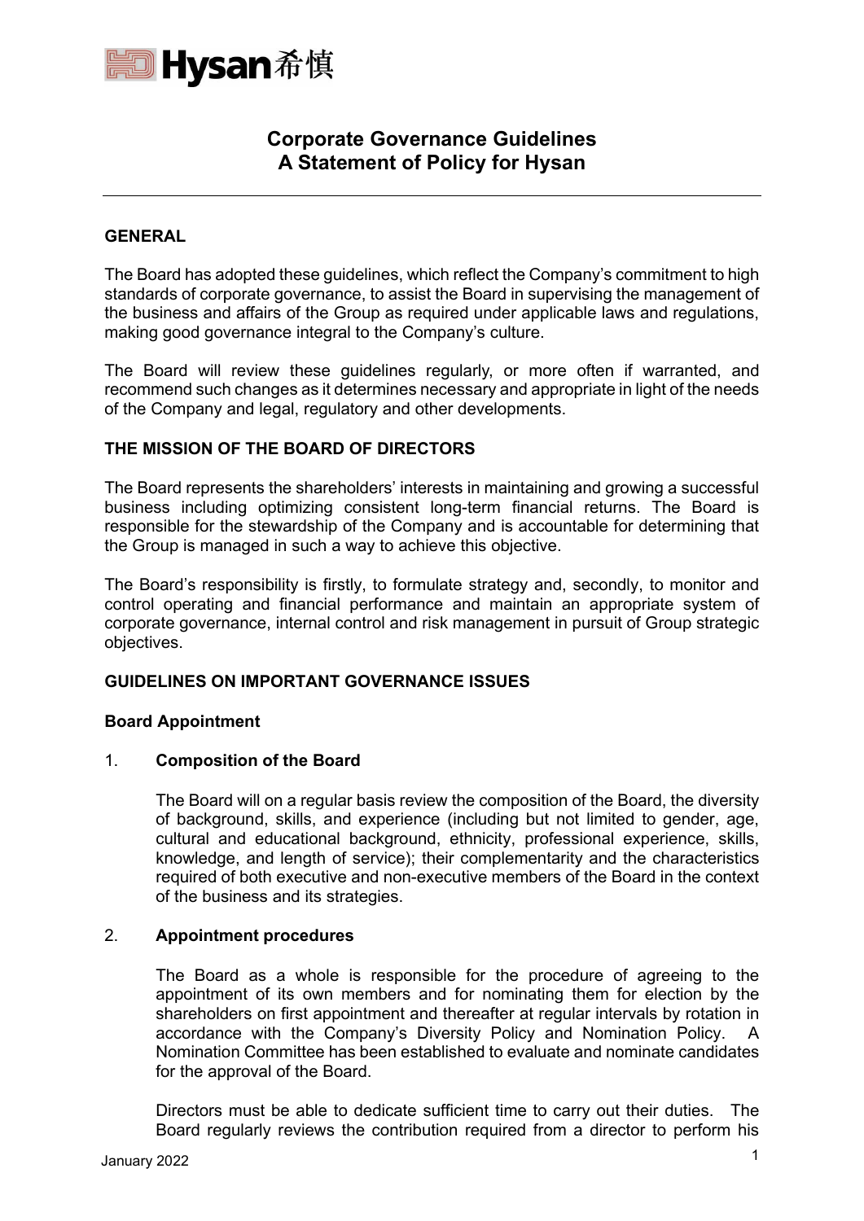Hysan 希慎

# Corporate Governance Guidelines
# A Statement of Policy for Hysan

---

## GENERAL

The Board has adopted these guidelines, which reflect the Company's commitment to high standards of corporate governance, to assist the Board in supervising the management of the business and affairs of the Group as required under applicable laws and regulations, making good governance integral to the Company's culture.

The Board will review these guidelines regularly, or more often if warranted, and recommend such changes as it determines necessary and appropriate in light of the needs of the Company and legal, regulatory and other developments.

## THE MISSION OF THE BOARD OF DIRECTORS

The Board represents the shareholders' interests in maintaining and growing a successful business including optimizing consistent long-term financial returns. The Board is responsible for the stewardship of the Company and is accountable for determining that the Group is managed in such a way to achieve this objective.

The Board's responsibility is firstly, to formulate strategy and, secondly, to monitor and control operating and financial performance and maintain an appropriate system of corporate governance, internal control and risk management in pursuit of Group strategic objectives.

## GUIDELINES ON IMPORTANT GOVERNANCE ISSUES

### Board Appointment

1. **Composition of the Board**

   The Board will on a regular basis review the composition of the Board, the diversity of background, skills, and experience (including but not limited to gender, age, cultural and educational background, ethnicity, professional experience, skills, knowledge, and length of service); their complementarity and the characteristics required of both executive and non-executive members of the Board in the context of the business and its strategies.

2. **Appointment procedures**

   The Board as a whole is responsible for the procedure of agreeing to the appointment of its own members and for nominating them for election by the shareholders on first appointment and thereafter at regular intervals by rotation in accordance with the Company's Diversity Policy and Nomination Policy. A Nomination Committee has been established to evaluate and nominate candidates for the approval of the Board.

   Directors must be able to dedicate sufficient time to carry out their duties. The Board regularly reviews the contribution required from a director to perform his

January 2022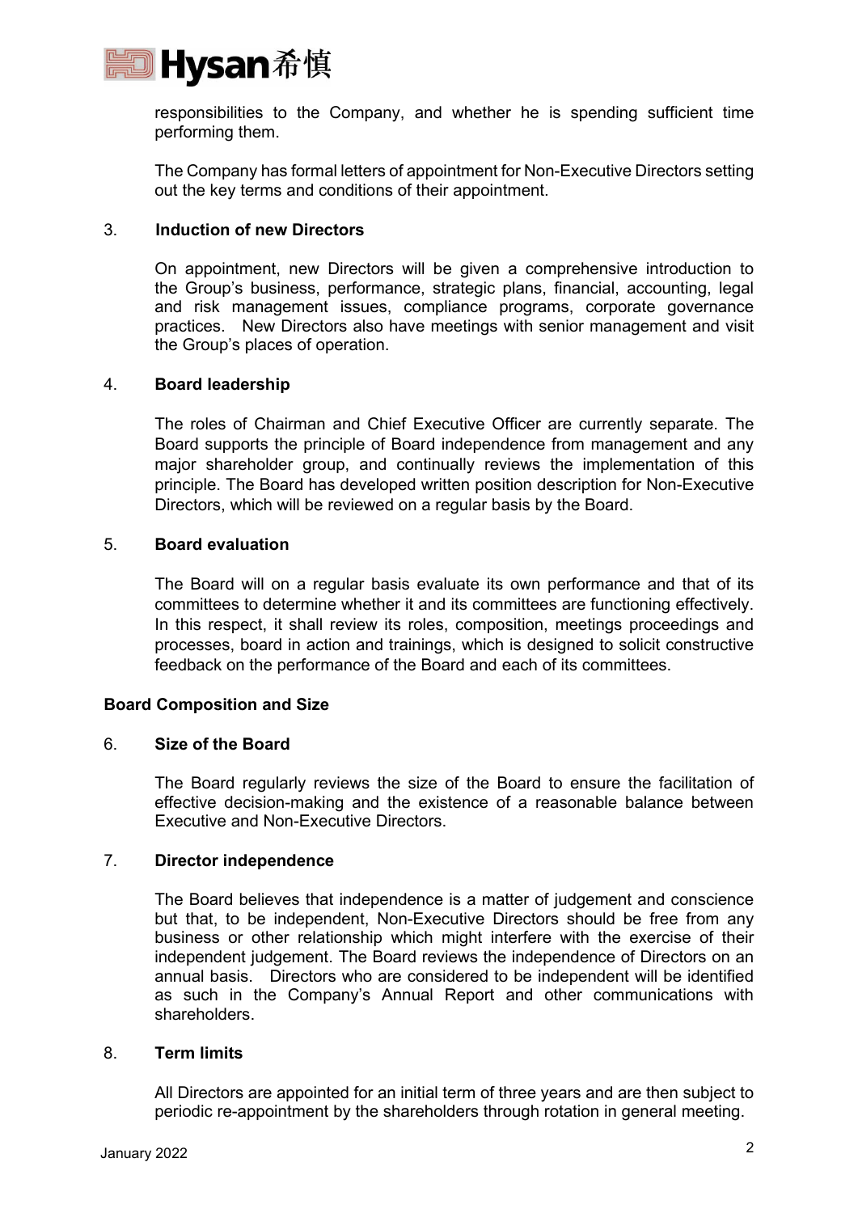responsibilities to the Company, and whether he is spending sufficient time performing them.

The Company has formal letters of appointment for Non-Executive Directors setting out the key terms and conditions of their appointment.

### 3. Induction of new Directors

On appointment, new Directors will be given a comprehensive introduction to the Group's business, performance, strategic plans, financial, accounting, legal and risk management issues, compliance programs, corporate governance practices. New Directors also have meetings with senior management and visit the Group's places of operation.

### 4. Board leadership

The roles of Chairman and Chief Executive Officer are currently separate. The Board supports the principle of Board independence from management and any major shareholder group, and continually reviews the implementation of this principle. The Board has developed written position description for Non-Executive Directors, which will be reviewed on a regular basis by the Board.

### 5. Board evaluation

The Board will on a regular basis evaluate its own performance and that of its committees to determine whether it and its committees are functioning effectively. In this respect, it shall review its roles, composition, meetings proceedings and processes, board in action and trainings, which is designed to solicit constructive feedback on the performance of the Board and each of its committees.

## Board Composition and Size

### 6. Size of the Board

The Board regularly reviews the size of the Board to ensure the facilitation of effective decision-making and the existence of a reasonable balance between Executive and Non-Executive Directors.

### 7. Director independence

The Board believes that independence is a matter of judgement and conscience but that, to be independent, Non-Executive Directors should be free from any business or other relationship which might interfere with the exercise of their independent judgement. The Board reviews the independence of Directors on an annual basis. Directors who are considered to be independent will be identified as such in the Company's Annual Report and other communications with shareholders.

### 8. Term limits

All Directors are appointed for an initial term of three years and are then subject to periodic re-appointment by the shareholders through rotation in general meeting.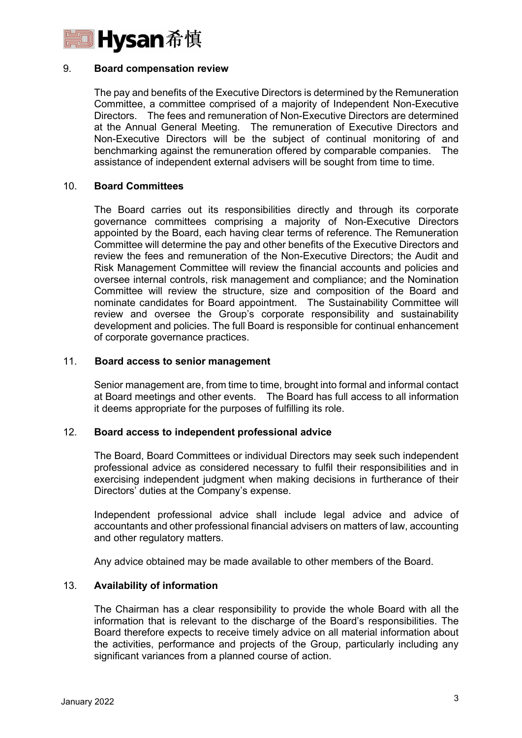### 9. Board compensation review

The pay and benefits of the Executive Directors is determined by the Remuneration Committee, a committee comprised of a majority of Independent Non-Executive Directors. The fees and remuneration of Non-Executive Directors are determined at the Annual General Meeting. The remuneration of Executive Directors and Non-Executive Directors will be the subject of continual monitoring of and benchmarking against the remuneration offered by comparable companies. The assistance of independent external advisers will be sought from time to time.

### 10. Board Committees

The Board carries out its responsibilities directly and through its corporate governance committees comprising a majority of Non-Executive Directors appointed by the Board, each having clear terms of reference. The Remuneration Committee will determine the pay and other benefits of the Executive Directors and review the fees and remuneration of the Non-Executive Directors; the Audit and Risk Management Committee will review the financial accounts and policies and oversee internal controls, risk management and compliance; and the Nomination Committee will review the structure, size and composition of the Board and nominate candidates for Board appointment. The Sustainability Committee will review and oversee the Group's corporate responsibility and sustainability development and policies. The full Board is responsible for continual enhancement of corporate governance practices.

### 11. Board access to senior management

Senior management are, from time to time, brought into formal and informal contact at Board meetings and other events. The Board has full access to all information it deems appropriate for the purposes of fulfilling its role.

### 12. Board access to independent professional advice

The Board, Board Committees or individual Directors may seek such independent professional advice as considered necessary to fulfil their responsibilities and in exercising independent judgment when making decisions in furtherance of their Directors' duties at the Company's expense.

Independent professional advice shall include legal advice and advice of accountants and other professional financial advisers on matters of law, accounting and other regulatory matters.

Any advice obtained may be made available to other members of the Board.

### 13. Availability of information

The Chairman has a clear responsibility to provide the whole Board with all the information that is relevant to the discharge of the Board's responsibilities. The Board therefore expects to receive timely advice on all material information about the activities, performance and projects of the Group, particularly including any significant variances from a planned course of action.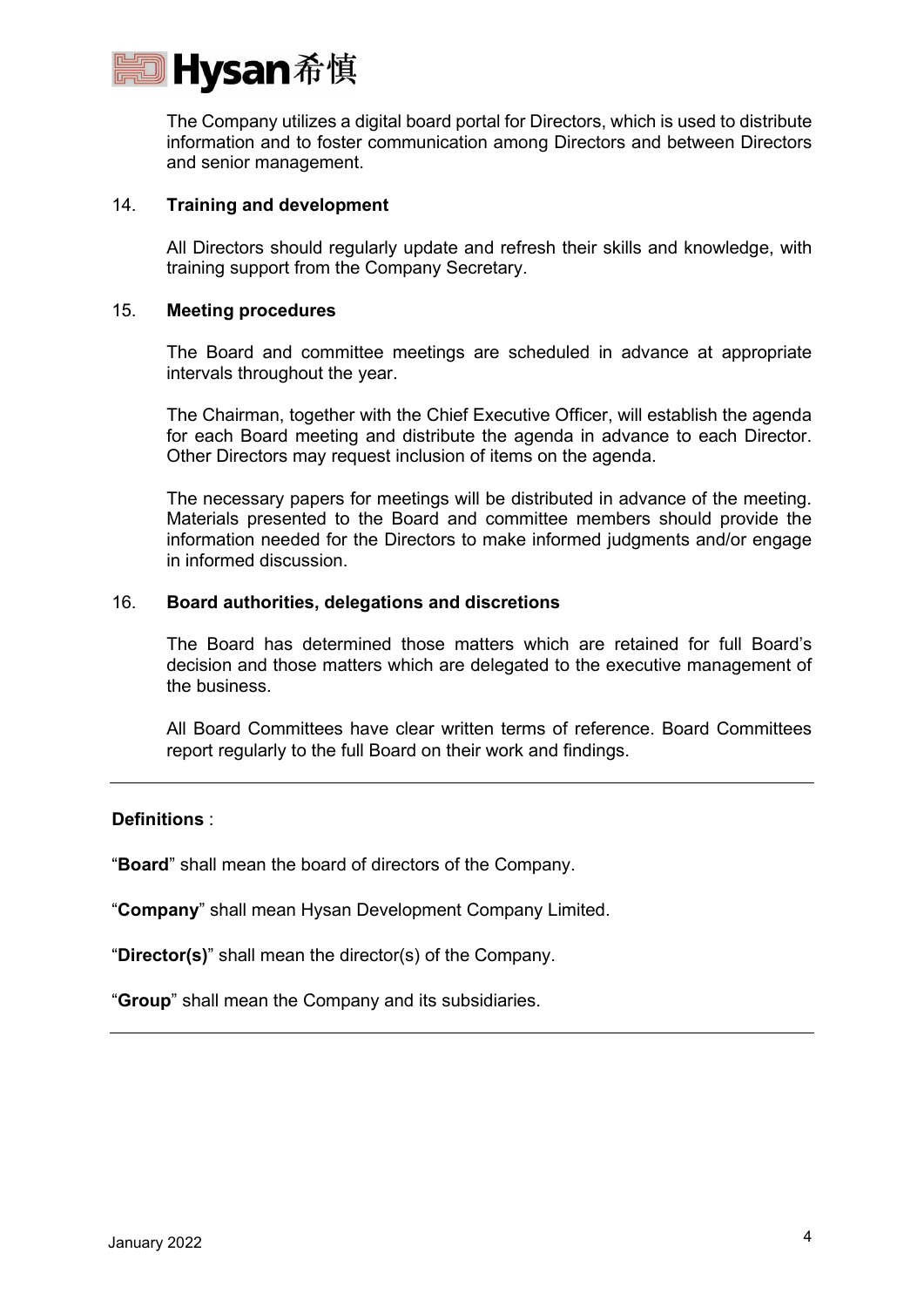The Company utilizes a digital board portal for Directors, which is used to distribute information and to foster communication among Directors and between Directors and senior management.

14. **Training and development**

All Directors should regularly update and refresh their skills and knowledge, with training support from the Company Secretary.

15. **Meeting procedures**

The Board and committee meetings are scheduled in advance at appropriate intervals throughout the year.

The Chairman, together with the Chief Executive Officer, will establish the agenda for each Board meeting and distribute the agenda in advance to each Director. Other Directors may request inclusion of items on the agenda.

The necessary papers for meetings will be distributed in advance of the meeting. Materials presented to the Board and committee members should provide the information needed for the Directors to make informed judgments and/or engage in informed discussion.

16. **Board authorities, delegations and discretions**

The Board has determined those matters which are retained for full Board's decision and those matters which are delegated to the executive management of the business.

All Board Committees have clear written terms of reference. Board Committees report regularly to the full Board on their work and findings.

---

**Definitions** :

"**Board**" shall mean the board of directors of the Company.

"**Company**" shall mean Hysan Development Company Limited.

"**Director(s)**" shall mean the director(s) of the Company.

"**Group**" shall mean the Company and its subsidiaries.

---

January 2022